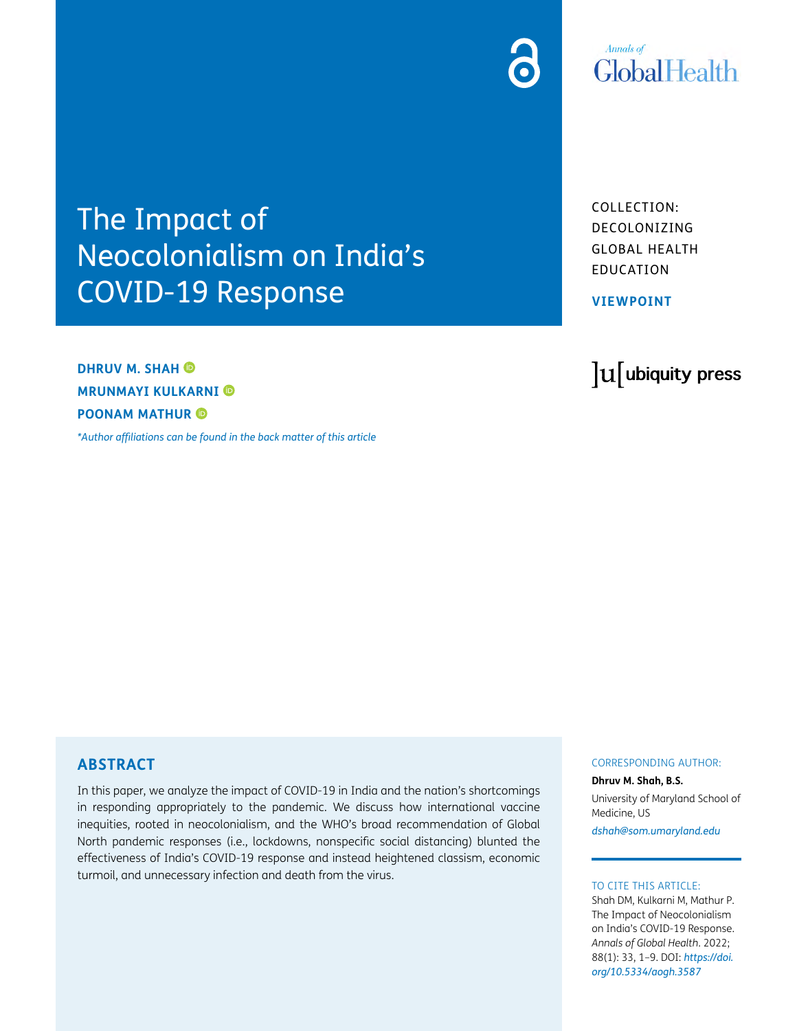# The Impact of Neocolonialism on India's COVID-19 Response

COLLECTION: DECOLONIZING GLOBAL HEALTH EDUCATION

**VIEWPOINT**

**DHRUV M. SHAH**
**MRUNMAYI KULKARNI**
**POONAM MATHUR**

*\*Author affiliations can be found in the back matter of this article*

## ABSTRACT

In this paper, we analyze the impact of COVID-19 in India and the nation's shortcomings in responding appropriately to the pandemic. We discuss how international vaccine inequities, rooted in neocolonialism, and the WHO's broad recommendation of Global North pandemic responses (i.e., lockdowns, nonspecific social distancing) blunted the effectiveness of India's COVID-19 response and instead heightened classism, economic turmoil, and unnecessary infection and death from the virus.

CORRESPONDING AUTHOR:

**Dhruv M. Shah, B.S.**

University of Maryland School of Medicine, US

*dshah@som.umaryland.edu*

TO CITE THIS ARTICLE:

Shah DM, Kulkarni M, Mathur P. The Impact of Neocolonialism on India's COVID-19 Response. *Annals of Global Health*. 2022; 88(1): 33, 1–9. DOI: *https://doi.org/10.5334/aogh.3587*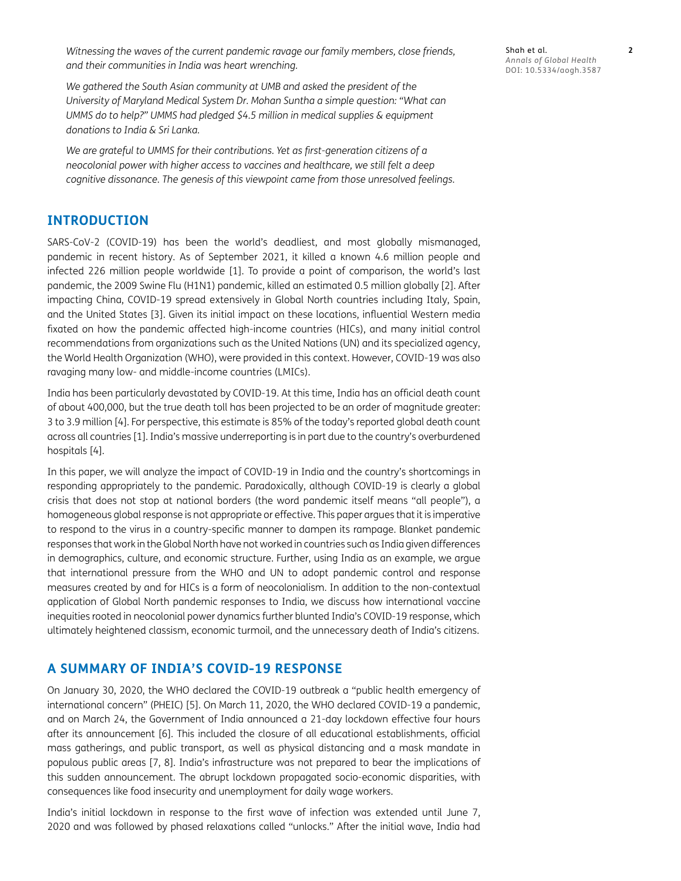*Witnessing the waves of the current pandemic ravage our family members, close friends, and their communities in India was heart wrenching.*

*We gathered the South Asian community at UMB and asked the president of the University of Maryland Medical System Dr. Mohan Suntha a simple question: "What can UMMS do to help?" UMMS had pledged $4.5 million in medical supplies & equipment donations to India & Sri Lanka.*

*We are grateful to UMMS for their contributions. Yet as first-generation citizens of a neocolonial power with higher access to vaccines and healthcare, we still felt a deep cognitive dissonance. The genesis of this viewpoint came from those unresolved feelings.*

## INTRODUCTION

SARS-CoV-2 (COVID-19) has been the world's deadliest, and most globally mismanaged, pandemic in recent history. As of September 2021, it killed a known 4.6 million people and infected 226 million people worldwide [1]. To provide a point of comparison, the world's last pandemic, the 2009 Swine Flu (H1N1) pandemic, killed an estimated 0.5 million globally [2]. After impacting China, COVID-19 spread extensively in Global North countries including Italy, Spain, and the United States [3]. Given its initial impact on these locations, influential Western media fixated on how the pandemic affected high-income countries (HICs), and many initial control recommendations from organizations such as the United Nations (UN) and its specialized agency, the World Health Organization (WHO), were provided in this context. However, COVID-19 was also ravaging many low- and middle-income countries (LMICs).

India has been particularly devastated by COVID-19. At this time, India has an official death count of about 400,000, but the true death toll has been projected to be an order of magnitude greater: 3 to 3.9 million [4]. For perspective, this estimate is 85% of the today's reported global death count across all countries [1]. India's massive underreporting is in part due to the country's overburdened hospitals [4].

In this paper, we will analyze the impact of COVID-19 in India and the country's shortcomings in responding appropriately to the pandemic. Paradoxically, although COVID-19 is clearly a global crisis that does not stop at national borders (the word pandemic itself means "all people"), a homogeneous global response is not appropriate or effective. This paper argues that it is imperative to respond to the virus in a country-specific manner to dampen its rampage. Blanket pandemic responses that work in the Global North have not worked in countries such as India given differences in demographics, culture, and economic structure. Further, using India as an example, we argue that international pressure from the WHO and UN to adopt pandemic control and response measures created by and for HICs is a form of neocolonialism. In addition to the non-contextual application of Global North pandemic responses to India, we discuss how international vaccine inequities rooted in neocolonial power dynamics further blunted India's COVID-19 response, which ultimately heightened classism, economic turmoil, and the unnecessary death of India's citizens.

## A SUMMARY OF INDIA'S COVID-19 RESPONSE

On January 30, 2020, the WHO declared the COVID-19 outbreak a "public health emergency of international concern" (PHEIC) [5]. On March 11, 2020, the WHO declared COVID-19 a pandemic, and on March 24, the Government of India announced a 21-day lockdown effective four hours after its announcement [6]. This included the closure of all educational establishments, official mass gatherings, and public transport, as well as physical distancing and a mask mandate in populous public areas [7, 8]. India's infrastructure was not prepared to bear the implications of this sudden announcement. The abrupt lockdown propagated socio-economic disparities, with consequences like food insecurity and unemployment for daily wage workers.

India's initial lockdown in response to the first wave of infection was extended until June 7, 2020 and was followed by phased relaxations called "unlocks." After the initial wave, India had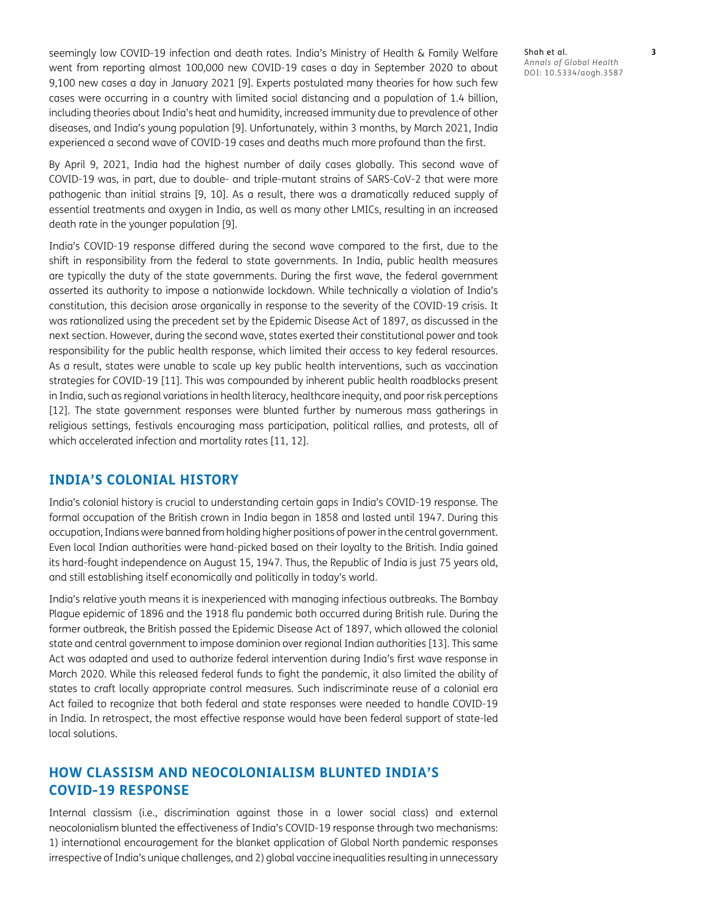seemingly low COVID-19 infection and death rates. India's Ministry of Health & Family Welfare went from reporting almost 100,000 new COVID-19 cases a day in September 2020 to about 9,100 new cases a day in January 2021 [9]. Experts postulated many theories for how such few cases were occurring in a country with limited social distancing and a population of 1.4 billion, including theories about India's heat and humidity, increased immunity due to prevalence of other diseases, and India's young population [9]. Unfortunately, within 3 months, by March 2021, India experienced a second wave of COVID-19 cases and deaths much more profound than the first.

By April 9, 2021, India had the highest number of daily cases globally. This second wave of COVID-19 was, in part, due to double- and triple-mutant strains of SARS-CoV-2 that were more pathogenic than initial strains [9, 10]. As a result, there was a dramatically reduced supply of essential treatments and oxygen in India, as well as many other LMICs, resulting in an increased death rate in the younger population [9].

India's COVID-19 response differed during the second wave compared to the first, due to the shift in responsibility from the federal to state governments. In India, public health measures are typically the duty of the state governments. During the first wave, the federal government asserted its authority to impose a nationwide lockdown. While technically a violation of India's constitution, this decision arose organically in response to the severity of the COVID-19 crisis. It was rationalized using the precedent set by the Epidemic Disease Act of 1897, as discussed in the next section. However, during the second wave, states exerted their constitutional power and took responsibility for the public health response, which limited their access to key federal resources. As a result, states were unable to scale up key public health interventions, such as vaccination strategies for COVID-19 [11]. This was compounded by inherent public health roadblocks present in India, such as regional variations in health literacy, healthcare inequity, and poor risk perceptions [12]. The state government responses were blunted further by numerous mass gatherings in religious settings, festivals encouraging mass participation, political rallies, and protests, all of which accelerated infection and mortality rates [11, 12].

## INDIA'S COLONIAL HISTORY

India's colonial history is crucial to understanding certain gaps in India's COVID-19 response. The formal occupation of the British crown in India began in 1858 and lasted until 1947. During this occupation, Indians were banned from holding higher positions of power in the central government. Even local Indian authorities were hand-picked based on their loyalty to the British. India gained its hard-fought independence on August 15, 1947. Thus, the Republic of India is just 75 years old, and still establishing itself economically and politically in today's world.

India's relative youth means it is inexperienced with managing infectious outbreaks. The Bombay Plague epidemic of 1896 and the 1918 flu pandemic both occurred during British rule. During the former outbreak, the British passed the Epidemic Disease Act of 1897, which allowed the colonial state and central government to impose dominion over regional Indian authorities [13]. This same Act was adapted and used to authorize federal intervention during India's first wave response in March 2020. While this released federal funds to fight the pandemic, it also limited the ability of states to craft locally appropriate control measures. Such indiscriminate reuse of a colonial era Act failed to recognize that both federal and state responses were needed to handle COVID-19 in India. In retrospect, the most effective response would have been federal support of state-led local solutions.

## HOW CLASSISM AND NEOCOLONIALISM BLUNTED INDIA'S COVID-19 RESPONSE

Internal classism (i.e., discrimination against those in a lower social class) and external neocolonialism blunted the effectiveness of India's COVID-19 response through two mechanisms: 1) international encouragement for the blanket application of Global North pandemic responses irrespective of India's unique challenges, and 2) global vaccine inequalities resulting in unnecessary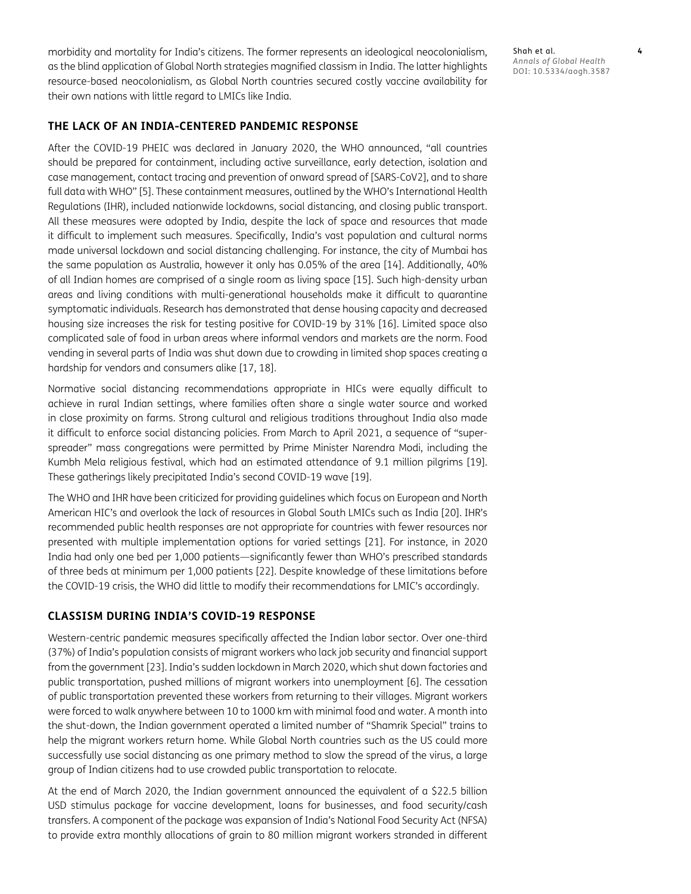morbidity and mortality for India's citizens. The former represents an ideological neocolonialism, as the blind application of Global North strategies magnified classism in India. The latter highlights resource-based neocolonialism, as Global North countries secured costly vaccine availability for their own nations with little regard to LMICs like India.

## THE LACK OF AN INDIA-CENTERED PANDEMIC RESPONSE

After the COVID-19 PHEIC was declared in January 2020, the WHO announced, "all countries should be prepared for containment, including active surveillance, early detection, isolation and case management, contact tracing and prevention of onward spread of [SARS-CoV2], and to share full data with WHO" [5]. These containment measures, outlined by the WHO's International Health Regulations (IHR), included nationwide lockdowns, social distancing, and closing public transport. All these measures were adopted by India, despite the lack of space and resources that made it difficult to implement such measures. Specifically, India's vast population and cultural norms made universal lockdown and social distancing challenging. For instance, the city of Mumbai has the same population as Australia, however it only has 0.05% of the area [14]. Additionally, 40% of all Indian homes are comprised of a single room as living space [15]. Such high-density urban areas and living conditions with multi-generational households make it difficult to quarantine symptomatic individuals. Research has demonstrated that dense housing capacity and decreased housing size increases the risk for testing positive for COVID-19 by 31% [16]. Limited space also complicated sale of food in urban areas where informal vendors and markets are the norm. Food vending in several parts of India was shut down due to crowding in limited shop spaces creating a hardship for vendors and consumers alike [17, 18].

Normative social distancing recommendations appropriate in HICs were equally difficult to achieve in rural Indian settings, where families often share a single water source and worked in close proximity on farms. Strong cultural and religious traditions throughout India also made it difficult to enforce social distancing policies. From March to April 2021, a sequence of "super-spreader" mass congregations were permitted by Prime Minister Narendra Modi, including the Kumbh Mela religious festival, which had an estimated attendance of 9.1 million pilgrims [19]. These gatherings likely precipitated India's second COVID-19 wave [19].

The WHO and IHR have been criticized for providing guidelines which focus on European and North American HIC's and overlook the lack of resources in Global South LMICs such as India [20]. IHR's recommended public health responses are not appropriate for countries with fewer resources nor presented with multiple implementation options for varied settings [21]. For instance, in 2020 India had only one bed per 1,000 patients—significantly fewer than WHO's prescribed standards of three beds at minimum per 1,000 patients [22]. Despite knowledge of these limitations before the COVID-19 crisis, the WHO did little to modify their recommendations for LMIC's accordingly.

## CLASSISM DURING INDIA'S COVID-19 RESPONSE

Western-centric pandemic measures specifically affected the Indian labor sector. Over one-third (37%) of India's population consists of migrant workers who lack job security and financial support from the government [23]. India's sudden lockdown in March 2020, which shut down factories and public transportation, pushed millions of migrant workers into unemployment [6]. The cessation of public transportation prevented these workers from returning to their villages. Migrant workers were forced to walk anywhere between 10 to 1000 km with minimal food and water. A month into the shut-down, the Indian government operated a limited number of "Shamrik Special" trains to help the migrant workers return home. While Global North countries such as the US could more successfully use social distancing as one primary method to slow the spread of the virus, a large group of Indian citizens had to use crowded public transportation to relocate.

At the end of March 2020, the Indian government announced the equivalent of a $22.5 billion USD stimulus package for vaccine development, loans for businesses, and food security/cash transfers. A component of the package was expansion of India's National Food Security Act (NFSA) to provide extra monthly allocations of grain to 80 million migrant workers stranded in different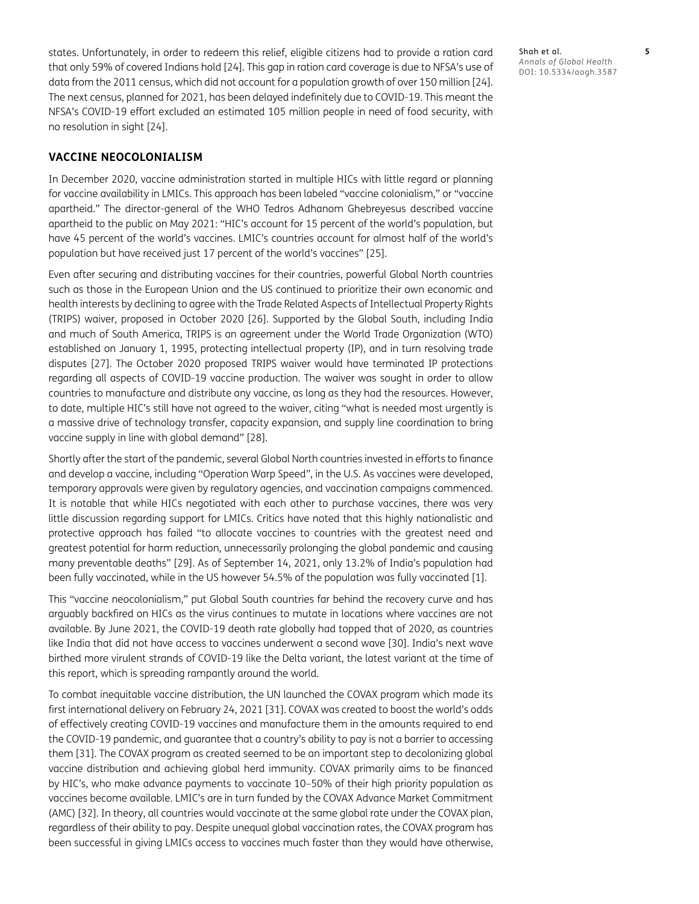states. Unfortunately, in order to redeem this relief, eligible citizens had to provide a ration card that only 59% of covered Indians hold [24]. This gap in ration card coverage is due to NFSA's use of data from the 2011 census, which did not account for a population growth of over 150 million [24]. The next census, planned for 2021, has been delayed indefinitely due to COVID-19. This meant the NFSA's COVID-19 effort excluded an estimated 105 million people in need of food security, with no resolution in sight [24].

## VACCINE NEOCOLONIALISM

In December 2020, vaccine administration started in multiple HICs with little regard or planning for vaccine availability in LMICs. This approach has been labeled "vaccine colonialism," or "vaccine apartheid." The director-general of the WHO Tedros Adhanom Ghebreyesus described vaccine apartheid to the public on May 2021: "HIC's account for 15 percent of the world's population, but have 45 percent of the world's vaccines. LMIC's countries account for almost half of the world's population but have received just 17 percent of the world's vaccines" [25].

Even after securing and distributing vaccines for their countries, powerful Global North countries such as those in the European Union and the US continued to prioritize their own economic and health interests by declining to agree with the Trade Related Aspects of Intellectual Property Rights (TRIPS) waiver, proposed in October 2020 [26]. Supported by the Global South, including India and much of South America, TRIPS is an agreement under the World Trade Organization (WTO) established on January 1, 1995, protecting intellectual property (IP), and in turn resolving trade disputes [27]. The October 2020 proposed TRIPS waiver would have terminated IP protections regarding all aspects of COVID-19 vaccine production. The waiver was sought in order to allow countries to manufacture and distribute any vaccine, as long as they had the resources. However, to date, multiple HIC's still have not agreed to the waiver, citing "what is needed most urgently is a massive drive of technology transfer, capacity expansion, and supply line coordination to bring vaccine supply in line with global demand" [28].

Shortly after the start of the pandemic, several Global North countries invested in efforts to finance and develop a vaccine, including "Operation Warp Speed", in the U.S. As vaccines were developed, temporary approvals were given by regulatory agencies, and vaccination campaigns commenced. It is notable that while HICs negotiated with each other to purchase vaccines, there was very little discussion regarding support for LMICs. Critics have noted that this highly nationalistic and protective approach has failed "to allocate vaccines to countries with the greatest need and greatest potential for harm reduction, unnecessarily prolonging the global pandemic and causing many preventable deaths" [29]. As of September 14, 2021, only 13.2% of India's population had been fully vaccinated, while in the US however 54.5% of the population was fully vaccinated [1].

This "vaccine neocolonialism," put Global South countries far behind the recovery curve and has arguably backfired on HICs as the virus continues to mutate in locations where vaccines are not available. By June 2021, the COVID-19 death rate globally had topped that of 2020, as countries like India that did not have access to vaccines underwent a second wave [30]. India's next wave birthed more virulent strands of COVID-19 like the Delta variant, the latest variant at the time of this report, which is spreading rampantly around the world.

To combat inequitable vaccine distribution, the UN launched the COVAX program which made its first international delivery on February 24, 2021 [31]. COVAX was created to boost the world's odds of effectively creating COVID-19 vaccines and manufacture them in the amounts required to end the COVID-19 pandemic, and guarantee that a country's ability to pay is not a barrier to accessing them [31]. The COVAX program as created seemed to be an important step to decolonizing global vaccine distribution and achieving global herd immunity. COVAX primarily aims to be financed by HIC's, who make advance payments to vaccinate 10–50% of their high priority population as vaccines become available. LMIC's are in turn funded by the COVAX Advance Market Commitment (AMC) [32]. In theory, all countries would vaccinate at the same global rate under the COVAX plan, regardless of their ability to pay. Despite unequal global vaccination rates, the COVAX program has been successful in giving LMICs access to vaccines much faster than they would have otherwise,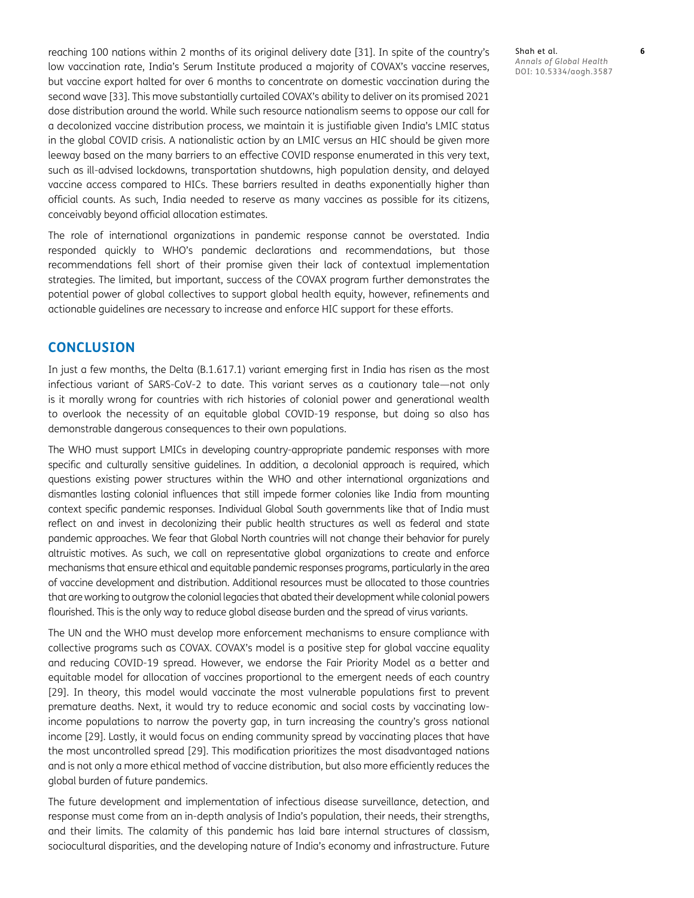reaching 100 nations within 2 months of its original delivery date [31]. In spite of the country's low vaccination rate, India's Serum Institute produced a majority of COVAX's vaccine reserves, but vaccine export halted for over 6 months to concentrate on domestic vaccination during the second wave [33]. This move substantially curtailed COVAX's ability to deliver on its promised 2021 dose distribution around the world. While such resource nationalism seems to oppose our call for a decolonized vaccine distribution process, we maintain it is justifiable given India's LMIC status in the global COVID crisis. A nationalistic action by an LMIC versus an HIC should be given more leeway based on the many barriers to an effective COVID response enumerated in this very text, such as ill-advised lockdowns, transportation shutdowns, high population density, and delayed vaccine access compared to HICs. These barriers resulted in deaths exponentially higher than official counts. As such, India needed to reserve as many vaccines as possible for its citizens, conceivably beyond official allocation estimates.

The role of international organizations in pandemic response cannot be overstated. India responded quickly to WHO's pandemic declarations and recommendations, but those recommendations fell short of their promise given their lack of contextual implementation strategies. The limited, but important, success of the COVAX program further demonstrates the potential power of global collectives to support global health equity, however, refinements and actionable guidelines are necessary to increase and enforce HIC support for these efforts.

## CONCLUSION

In just a few months, the Delta (B.1.617.1) variant emerging first in India has risen as the most infectious variant of SARS-CoV-2 to date. This variant serves as a cautionary tale—not only is it morally wrong for countries with rich histories of colonial power and generational wealth to overlook the necessity of an equitable global COVID-19 response, but doing so also has demonstrable dangerous consequences to their own populations.

The WHO must support LMICs in developing country-appropriate pandemic responses with more specific and culturally sensitive guidelines. In addition, a decolonial approach is required, which questions existing power structures within the WHO and other international organizations and dismantles lasting colonial influences that still impede former colonies like India from mounting context specific pandemic responses. Individual Global South governments like that of India must reflect on and invest in decolonizing their public health structures as well as federal and state pandemic approaches. We fear that Global North countries will not change their behavior for purely altruistic motives. As such, we call on representative global organizations to create and enforce mechanisms that ensure ethical and equitable pandemic responses programs, particularly in the area of vaccine development and distribution. Additional resources must be allocated to those countries that are working to outgrow the colonial legacies that abated their development while colonial powers flourished. This is the only way to reduce global disease burden and the spread of virus variants.

The UN and the WHO must develop more enforcement mechanisms to ensure compliance with collective programs such as COVAX. COVAX's model is a positive step for global vaccine equality and reducing COVID-19 spread. However, we endorse the Fair Priority Model as a better and equitable model for allocation of vaccines proportional to the emergent needs of each country [29]. In theory, this model would vaccinate the most vulnerable populations first to prevent premature deaths. Next, it would try to reduce economic and social costs by vaccinating low-income populations to narrow the poverty gap, in turn increasing the country's gross national income [29]. Lastly, it would focus on ending community spread by vaccinating places that have the most uncontrolled spread [29]. This modification prioritizes the most disadvantaged nations and is not only a more ethical method of vaccine distribution, but also more efficiently reduces the global burden of future pandemics.

The future development and implementation of infectious disease surveillance, detection, and response must come from an in-depth analysis of India's population, their needs, their strengths, and their limits. The calamity of this pandemic has laid bare internal structures of classism, sociocultural disparities, and the developing nature of India's economy and infrastructure. Future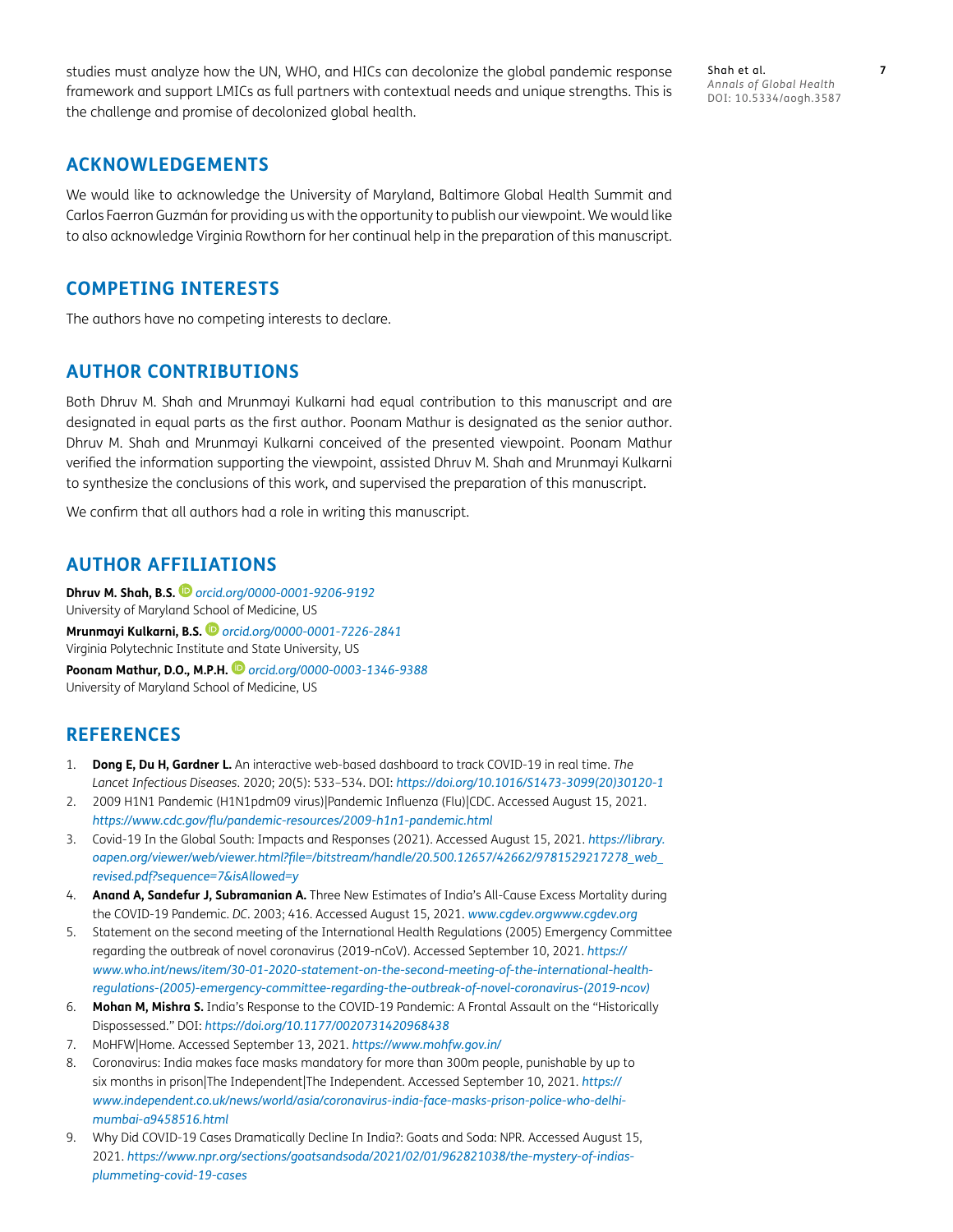studies must analyze how the UN, WHO, and HICs can decolonize the global pandemic response framework and support LMICs as full partners with contextual needs and unique strengths. This is the challenge and promise of decolonized global health.

## ACKNOWLEDGEMENTS

We would like to acknowledge the University of Maryland, Baltimore Global Health Summit and Carlos Faerron Guzmán for providing us with the opportunity to publish our viewpoint. We would like to also acknowledge Virginia Rowthorn for her continual help in the preparation of this manuscript.

## COMPETING INTERESTS

The authors have no competing interests to declare.

## AUTHOR CONTRIBUTIONS

Both Dhruv M. Shah and Mrunmayi Kulkarni had equal contribution to this manuscript and are designated in equal parts as the first author. Poonam Mathur is designated as the senior author. Dhruv M. Shah and Mrunmayi Kulkarni conceived of the presented viewpoint. Poonam Mathur verified the information supporting the viewpoint, assisted Dhruv M. Shah and Mrunmayi Kulkarni to synthesize the conclusions of this work, and supervised the preparation of this manuscript.

We confirm that all authors had a role in writing this manuscript.

## AUTHOR AFFILIATIONS

**Dhruv M. Shah, B.S.** *orcid.org/0000-0001-9206-9192*
University of Maryland School of Medicine, US

**Mrunmayi Kulkarni, B.S.** *orcid.org/0000-0001-7226-2841*
Virginia Polytechnic Institute and State University, US

**Poonam Mathur, D.O., M.P.H.** *orcid.org/0000-0003-1346-9388*
University of Maryland School of Medicine, US

## REFERENCES

1. **Dong E, Du H, Gardner L.** An interactive web-based dashboard to track COVID-19 in real time. *The Lancet Infectious Diseases*. 2020; 20(5): 533–534. DOI: *https://doi.org/10.1016/S1473-3099(20)30120-1*
2. 2009 H1N1 Pandemic (H1N1pdm09 virus)|Pandemic Influenza (Flu)|CDC. Accessed August 15, 2021. *https://www.cdc.gov/flu/pandemic-resources/2009-h1n1-pandemic.html*
3. Covid-19 In the Global South: Impacts and Responses (2021). Accessed August 15, 2021. *https://library.oapen.org/viewer/web/viewer.html?file=/bitstream/handle/20.500.12657/42662/9781529217278_web_revised.pdf?sequence=7&isAllowed=y*
4. **Anand A, Sandefur J, Subramanian A.** Three New Estimates of India's All-Cause Excess Mortality during the COVID-19 Pandemic. *DC*. 2003; 416. Accessed August 15, 2021. *www.cgdev.orgwww.cgdev.org*
5. Statement on the second meeting of the International Health Regulations (2005) Emergency Committee regarding the outbreak of novel coronavirus (2019-nCoV). Accessed September 10, 2021. *https://www.who.int/news/item/30-01-2020-statement-on-the-second-meeting-of-the-international-health-regulations-(2005)-emergency-committee-regarding-the-outbreak-of-novel-coronavirus-(2019-ncov)*
6. **Mohan M, Mishra S.** India's Response to the COVID-19 Pandemic: A Frontal Assault on the "Historically Dispossessed." DOI: *https://doi.org/10.1177/0020731420968438*
7. MoHFW|Home. Accessed September 13, 2021. *https://www.mohfw.gov.in/*
8. Coronavirus: India makes face masks mandatory for more than 300m people, punishable by up to six months in prison|The Independent|The Independent. Accessed September 10, 2021. *https://www.independent.co.uk/news/world/asia/coronavirus-india-face-masks-prison-police-who-delhi-mumbai-a9458516.html*
9. Why Did COVID-19 Cases Dramatically Decline In India?: Goats and Soda: NPR. Accessed August 15, 2021. *https://www.npr.org/sections/goatsandsoda/2021/02/01/962821038/the-mystery-of-indias-plummeting-covid-19-cases*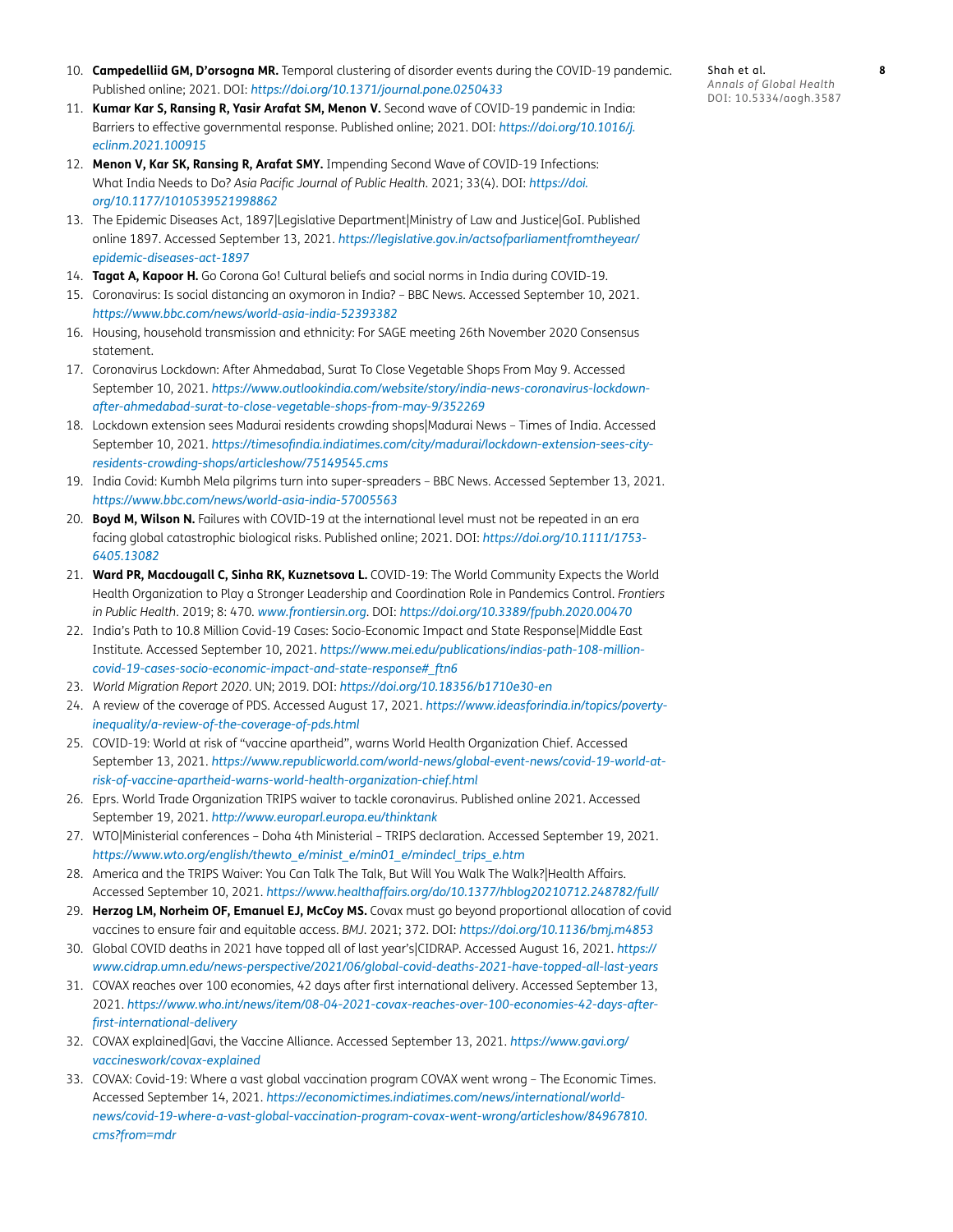10. **Campedelliid GM, D'orsogna MR.** Temporal clustering of disorder events during the COVID-19 pandemic. Published online; 2021. DOI: *https://doi.org/10.1371/journal.pone.0250433*
11. **Kumar Kar S, Ransing R, Yasir Arafat SM, Menon V.** Second wave of COVID-19 pandemic in India: Barriers to effective governmental response. Published online; 2021. DOI: *https://doi.org/10.1016/j.eclinm.2021.100915*
12. **Menon V, Kar SK, Ransing R, Arafat SMY.** Impending Second Wave of COVID-19 Infections: What India Needs to Do? *Asia Pacific Journal of Public Health*. 2021; 33(4). DOI: *https://doi.org/10.1177/1010539521998862*
13. The Epidemic Diseases Act, 1897|Legislative Department|Ministry of Law and Justice|GoI. Published online 1897. Accessed September 13, 2021. *https://legislative.gov.in/actsofparliamentfromtheyear/epidemic-diseases-act-1897*
14. **Tagat A, Kapoor H.** Go Corona Go! Cultural beliefs and social norms in India during COVID-19.
15. Coronavirus: Is social distancing an oxymoron in India? – BBC News. Accessed September 10, 2021. *https://www.bbc.com/news/world-asia-india-52393382*
16. Housing, household transmission and ethnicity: For SAGE meeting 26th November 2020 Consensus statement.
17. Coronavirus Lockdown: After Ahmedabad, Surat To Close Vegetable Shops From May 9. Accessed September 10, 2021. *https://www.outlookindia.com/website/story/india-news-coronavirus-lockdown-after-ahmedabad-surat-to-close-vegetable-shops-from-may-9/352269*
18. Lockdown extension sees Madurai residents crowding shops|Madurai News – Times of India. Accessed September 10, 2021. *https://timesofindia.indiatimes.com/city/madurai/lockdown-extension-sees-city-residents-crowding-shops/articleshow/75149545.cms*
19. India Covid: Kumbh Mela pilgrims turn into super-spreaders – BBC News. Accessed September 13, 2021. *https://www.bbc.com/news/world-asia-india-57005563*
20. **Boyd M, Wilson N.** Failures with COVID-19 at the international level must not be repeated in an era facing global catastrophic biological risks. Published online; 2021. DOI: *https://doi.org/10.1111/1753-6405.13082*
21. **Ward PR, Macdougall C, Sinha RK, Kuznetsova L.** COVID-19: The World Community Expects the World Health Organization to Play a Stronger Leadership and Coordination Role in Pandemics Control. *Frontiers in Public Health*. 2019; 8: 470. *www.frontiersin.org*. DOI: *https://doi.org/10.3389/fpubh.2020.00470*
22. India's Path to 10.8 Million Covid-19 Cases: Socio-Economic Impact and State Response|Middle East Institute. Accessed September 10, 2021. *https://www.mei.edu/publications/indias-path-108-million-covid-19-cases-socio-economic-impact-and-state-response#_ftn6*
23. *World Migration Report 2020*. UN; 2019. DOI: *https://doi.org/10.18356/b1710e30-en*
24. A review of the coverage of PDS. Accessed August 17, 2021. *https://www.ideasforindia.in/topics/poverty-inequality/a-review-of-the-coverage-of-pds.html*
25. COVID-19: World at risk of "vaccine apartheid", warns World Health Organization Chief. Accessed September 13, 2021. *https://www.republicworld.com/world-news/global-event-news/covid-19-world-at-risk-of-vaccine-apartheid-warns-world-health-organization-chief.html*
26. Eprs. World Trade Organization TRIPS waiver to tackle coronavirus. Published online 2021. Accessed September 19, 2021. *http://www.europarl.europa.eu/thinktank*
27. WTO|Ministerial conferences – Doha 4th Ministerial – TRIPS declaration. Accessed September 19, 2021. *https://www.wto.org/english/thewto_e/minist_e/min01_e/mindecl_trips_e.htm*
28. America and the TRIPS Waiver: You Can Talk The Talk, But Will You Walk The Walk?|Health Affairs. Accessed September 10, 2021. *https://www.healthaffairs.org/do/10.1377/hblog20210712.248782/full/*
29. **Herzog LM, Norheim OF, Emanuel EJ, McCoy MS.** Covax must go beyond proportional allocation of covid vaccines to ensure fair and equitable access. *BMJ*. 2021; 372. DOI: *https://doi.org/10.1136/bmj.m4853*
30. Global COVID deaths in 2021 have topped all of last year's|CIDRAP. Accessed August 16, 2021. *https://www.cidrap.umn.edu/news-perspective/2021/06/global-covid-deaths-2021-have-topped-all-last-years*
31. COVAX reaches over 100 economies, 42 days after first international delivery. Accessed September 13, 2021. *https://www.who.int/news/item/08-04-2021-covax-reaches-over-100-economies-42-days-after-first-international-delivery*
32. COVAX explained|Gavi, the Vaccine Alliance. Accessed September 13, 2021. *https://www.gavi.org/vaccineswork/covax-explained*
33. COVAX: Covid-19: Where a vast global vaccination program COVAX went wrong – The Economic Times. Accessed September 14, 2021. *https://economictimes.indiatimes.com/news/international/world-news/covid-19-where-a-vast-global-vaccination-program-covax-went-wrong/articleshow/84967810.cms?from=mdr*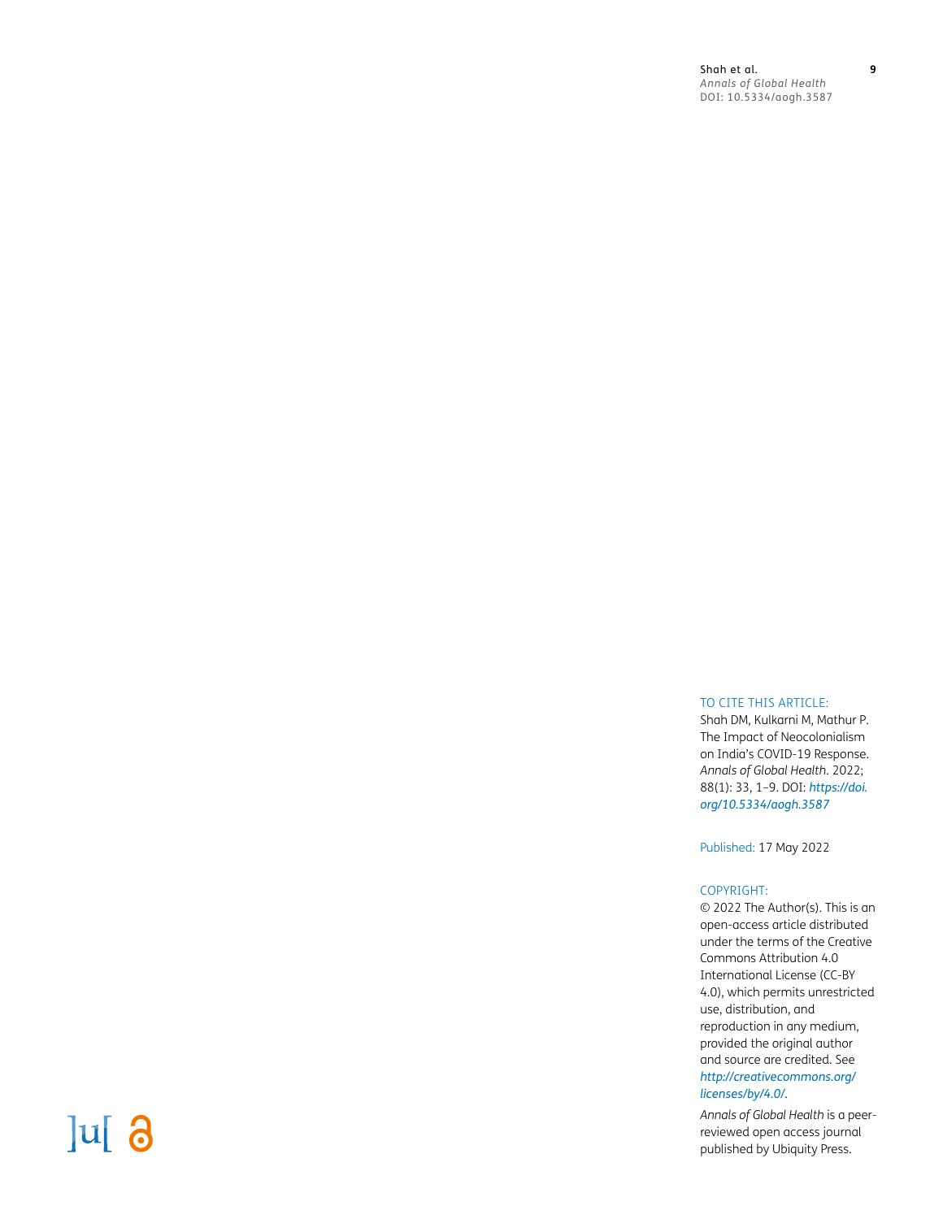TO CITE THIS ARTICLE:

Shah DM, Kulkarni M, Mathur P. The Impact of Neocolonialism on India's COVID-19 Response. *Annals of Global Health*. 2022; 88(1): 33, 1–9. DOI: *https://doi.org/10.5334/aogh.3587*

Published: 17 May 2022

COPYRIGHT:

© 2022 The Author(s). This is an open-access article distributed under the terms of the Creative Commons Attribution 4.0 International License (CC-BY 4.0), which permits unrestricted use, distribution, and reproduction in any medium, provided the original author and source are credited. See *http://creativecommons.org/licenses/by/4.0/*.

*Annals of Global Health* is a peer-reviewed open access journal published by Ubiquity Press.